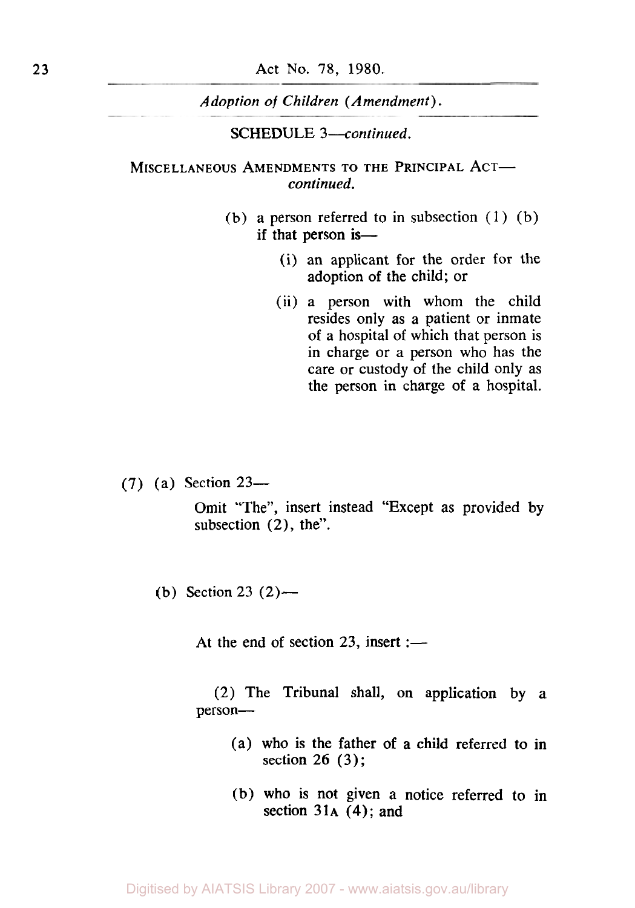SCHEDULE 3—*continued*.

MISCELLANEOUS AMENDMENTS TO THE PRINCIPAL ACT—*continued*.

(b) a person referred to in subsection (1) (b) if that person is—

(i) an applicant for the order for the adoption of the child; or

(ii) a person with whom the child resides only as a patient or inmate of a hospital of which that person is in charge or a person who has the care or custody of the child only as the person in charge of a hospital.

(7) (a) Section 23—

Omit "The", insert instead "Except as provided by subsection (2), the".

(b) Section 23 (2)—

At the end of section 23, insert :—

(2) The Tribunal shall, on application by a person—

(a) who is the father of a child referred to in section 26 (3);

(b) who is not given a notice referred to in section 31A (4); and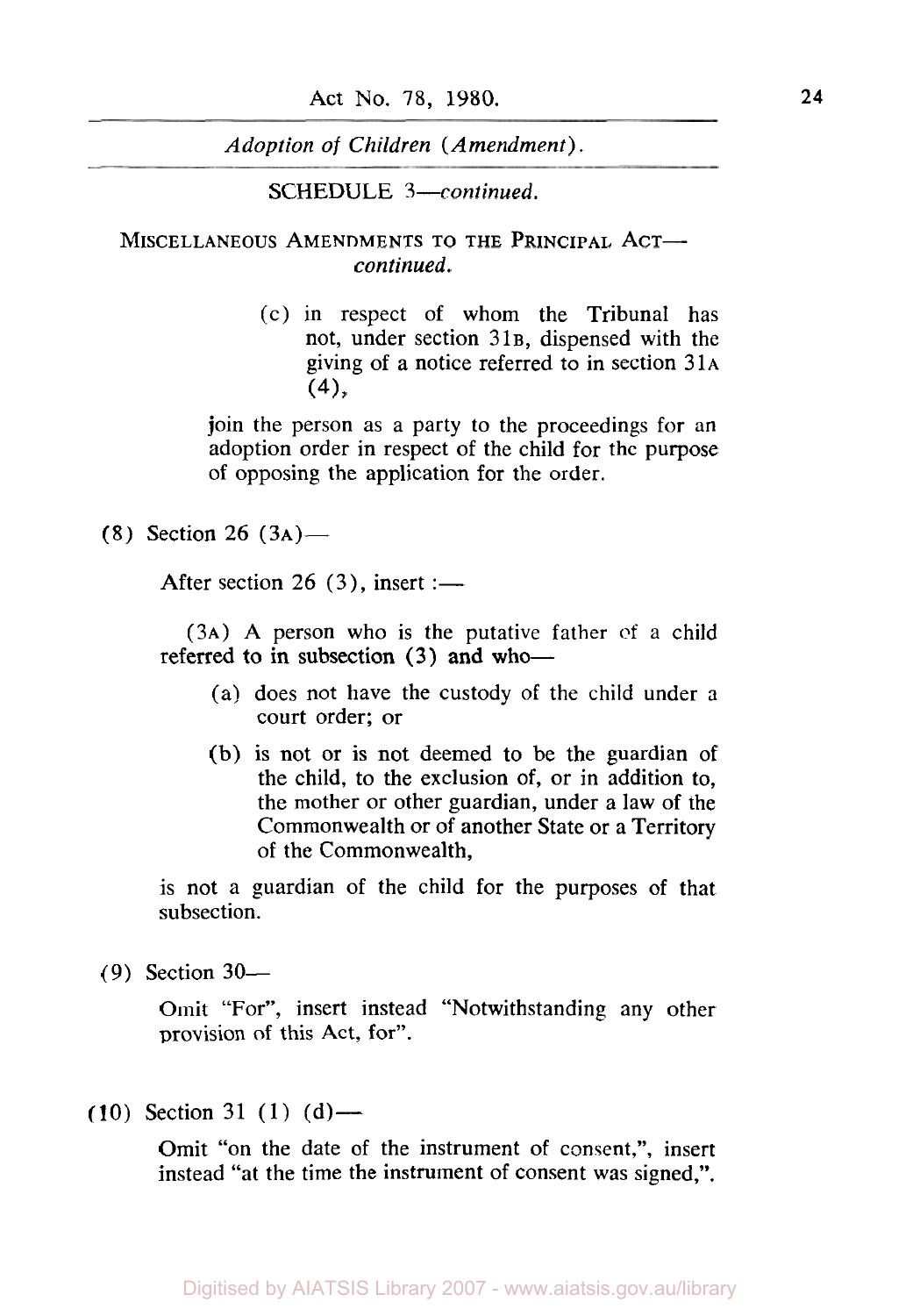SCHEDULE 3—*continued.*

MISCELLANEOUS AMENDMENTS TO THE PRINCIPAL ACT—*continued.*

(c) in respect of whom the Tribunal has not, under section 31B, dispensed with the giving of a notice referred to in section 31A (4),

join the person as a party to the proceedings for an adoption order in respect of the child for the purpose of opposing the application for the order.

(8) Section 26 (3A)—

After section 26 (3), insert :—

(3A) A person who is the putative father of a child referred to in subsection (3) and who—

(a) does not have the custody of the child under a court order; or

(b) is not or is not deemed to be the guardian of the child, to the exclusion of, or in addition to, the mother or other guardian, under a law of the Commonwealth or of another State or a Territory of the Commonwealth,

is not a guardian of the child for the purposes of that subsection.

(9) Section 30—

Omit "For", insert instead "Notwithstanding any other provision of this Act, for".

(10) Section 31 (1) (d)—

Omit "on the date of the instrument of consent,", insert instead "at the time the instrument of consent was signed,".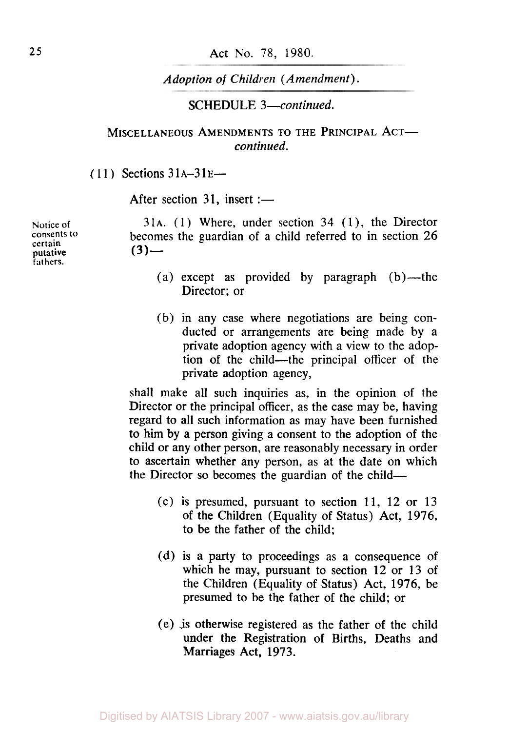Act No. 78, 1980.

*Adoption of Children (Amendment).*

SCHEDULE 3—*continued.*

MISCELLANEOUS AMENDMENTS TO THE PRINCIPAL ACT—*continued.*

(11) Sections 31A–31E—

After section 31, insert :—

Notice of consents to certain putative fathers.

31A. (1) Where, under section 34 (1), the Director becomes the guardian of a child referred to in section 26 (3)—

(a) except as provided by paragraph (b)—the Director; or

(b) in any case where negotiations are being conducted or arrangements are being made by a private adoption agency with a view to the adoption of the child—the principal officer of the private adoption agency,

shall make all such inquiries as, in the opinion of the Director or the principal officer, as the case may be, having regard to all such information as may have been furnished to him by a person giving a consent to the adoption of the child or any other person, are reasonably necessary in order to ascertain whether any person, as at the date on which the Director so becomes the guardian of the child—

(c) is presumed, pursuant to section 11, 12 or 13 of the Children (Equality of Status) Act, 1976, to be the father of the child;

(d) is a party to proceedings as a consequence of which he may, pursuant to section 12 or 13 of the Children (Equality of Status) Act, 1976, be presumed to be the father of the child; or

(e) is otherwise registered as the father of the child under the Registration of Births, Deaths and Marriages Act, 1973.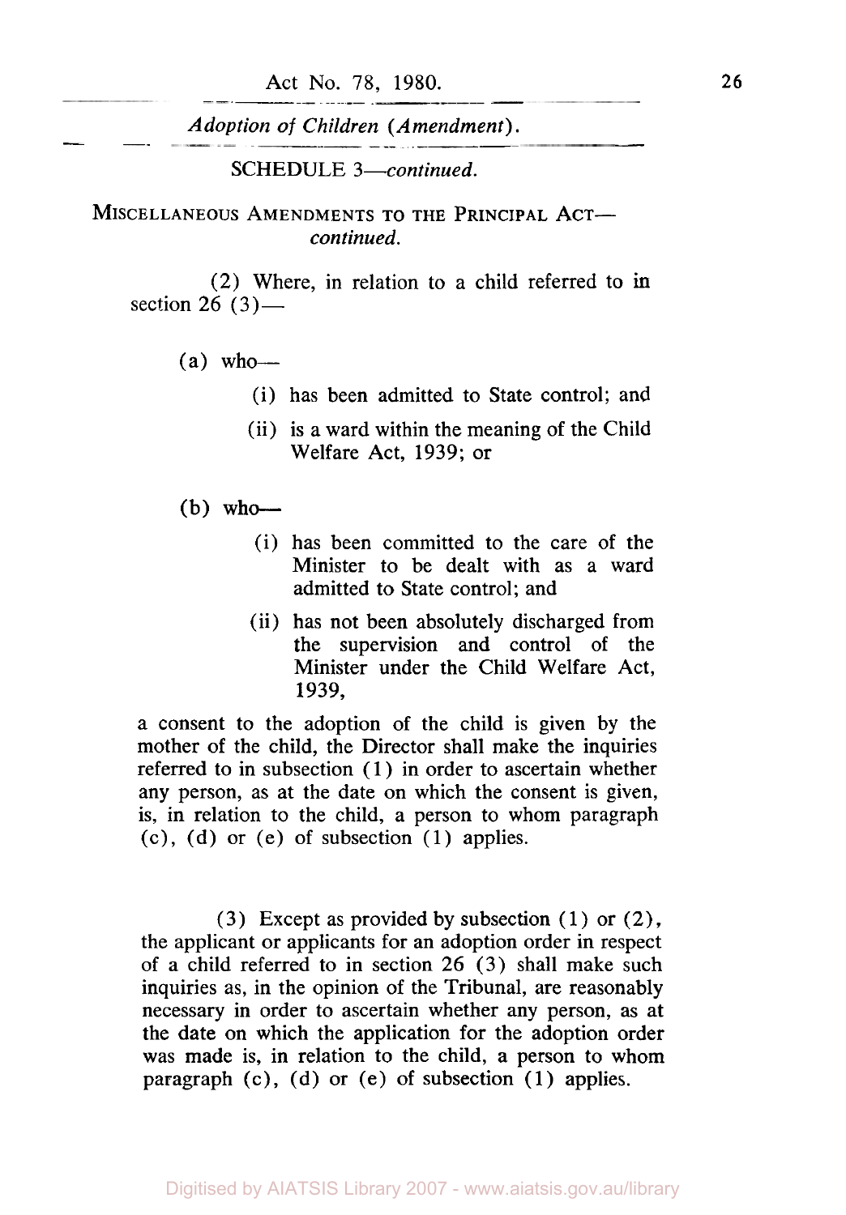SCHEDULE 3—*continued.*

MISCELLANEOUS AMENDMENTS TO THE PRINCIPAL ACT—*continued.*

(2) Where, in relation to a child referred to in section 26 (3)—

(a) who—

(i) has been admitted to State control; and

(ii) is a ward within the meaning of the Child Welfare Act, 1939; or

(b) who—

(i) has been committed to the care of the Minister to be dealt with as a ward admitted to State control; and

(ii) has not been absolutely discharged from the supervision and control of the Minister under the Child Welfare Act, 1939,

a consent to the adoption of the child is given by the mother of the child, the Director shall make the inquiries referred to in subsection (1) in order to ascertain whether any person, as at the date on which the consent is given, is, in relation to the child, a person to whom paragraph (c), (d) or (e) of subsection (1) applies.

(3) Except as provided by subsection (1) or (2), the applicant or applicants for an adoption order in respect of a child referred to in section 26 (3) shall make such inquiries as, in the opinion of the Tribunal, are reasonably necessary in order to ascertain whether any person, as at the date on which the application for the adoption order was made is, in relation to the child, a person to whom paragraph (c), (d) or (e) of subsection (1) applies.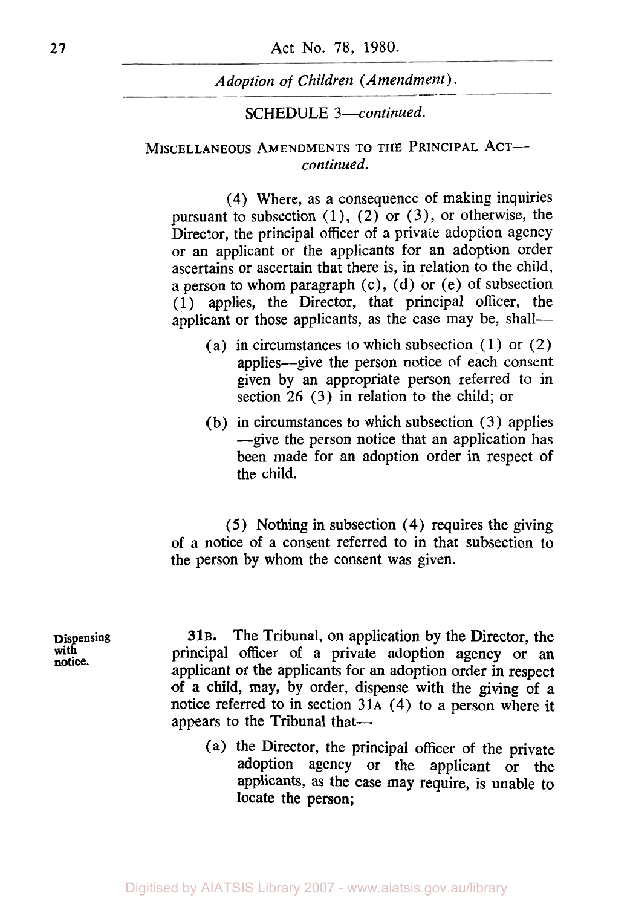SCHEDULE 3—*continued.*

MISCELLANEOUS AMENDMENTS TO THE PRINCIPAL ACT—*continued.*

(4) Where, as a consequence of making inquiries pursuant to subsection (1), (2) or (3), or otherwise, the Director, the principal officer of a private adoption agency or an applicant or the applicants for an adoption order ascertains or ascertain that there is, in relation to the child, a person to whom paragraph (c), (d) or (e) of subsection (1) applies, the Director, that principal officer, the applicant or those applicants, as the case may be, shall—

(a) in circumstances to which subsection (1) or (2) applies—give the person notice of each consent given by an appropriate person referred to in section 26 (3) in relation to the child; or

(b) in circumstances to which subsection (3) applies —give the person notice that an application has been made for an adoption order in respect of the child.

(5) Nothing in subsection (4) requires the giving of a notice of a consent referred to in that subsection to the person by whom the consent was given.

**Dispensing with notice.**

**31B.** The Tribunal, on application by the Director, the principal officer of a private adoption agency or an applicant or the applicants for an adoption order in respect of a child, may, by order, dispense with the giving of a notice referred to in section 31A (4) to a person where it appears to the Tribunal that—

(a) the Director, the principal officer of the private adoption agency or the applicant or the applicants, as the case may require, is unable to locate the person;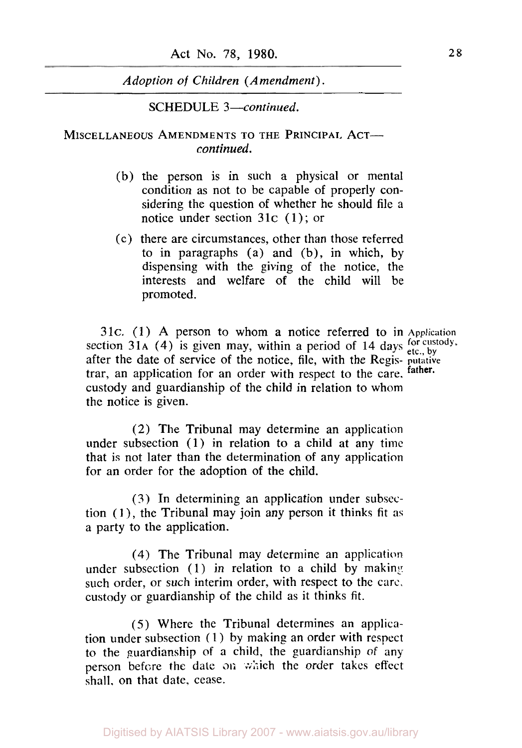SCHEDULE 3—*continued.*

MISCELLANEOUS AMENDMENTS TO THE PRINCIPAL ACT—*continued.*

(b) the person is in such a physical or mental condition as not to be capable of properly considering the question of whether he should file a notice under section 31C (1); or

(c) there are circumstances, other than those referred to in paragraphs (a) and (b), in which, by dispensing with the giving of the notice, the interests and welfare of the child will be promoted.

**Application for custody, etc., by putative father.**

31C. (1) A person to whom a notice referred to in section 31A (4) is given may, within a period of 14 days after the date of service of the notice, file, with the Registrar, an application for an order with respect to the care, custody and guardianship of the child in relation to whom the notice is given.

(2) The Tribunal may determine an application under subsection (1) in relation to a child at any time that is not later than the determination of any application for an order for the adoption of the child.

(3) In determining an application under subsection (1), the Tribunal may join any person it thinks fit as a party to the application.

(4) The Tribunal may determine an application under subsection (1) in relation to a child by making such order, or such interim order, with respect to the care, custody or guardianship of the child as it thinks fit.

(5) Where the Tribunal determines an application under subsection (1) by making an order with respect to the guardianship of a child, the guardianship of any person before the date on which the order takes effect shall, on that date, cease.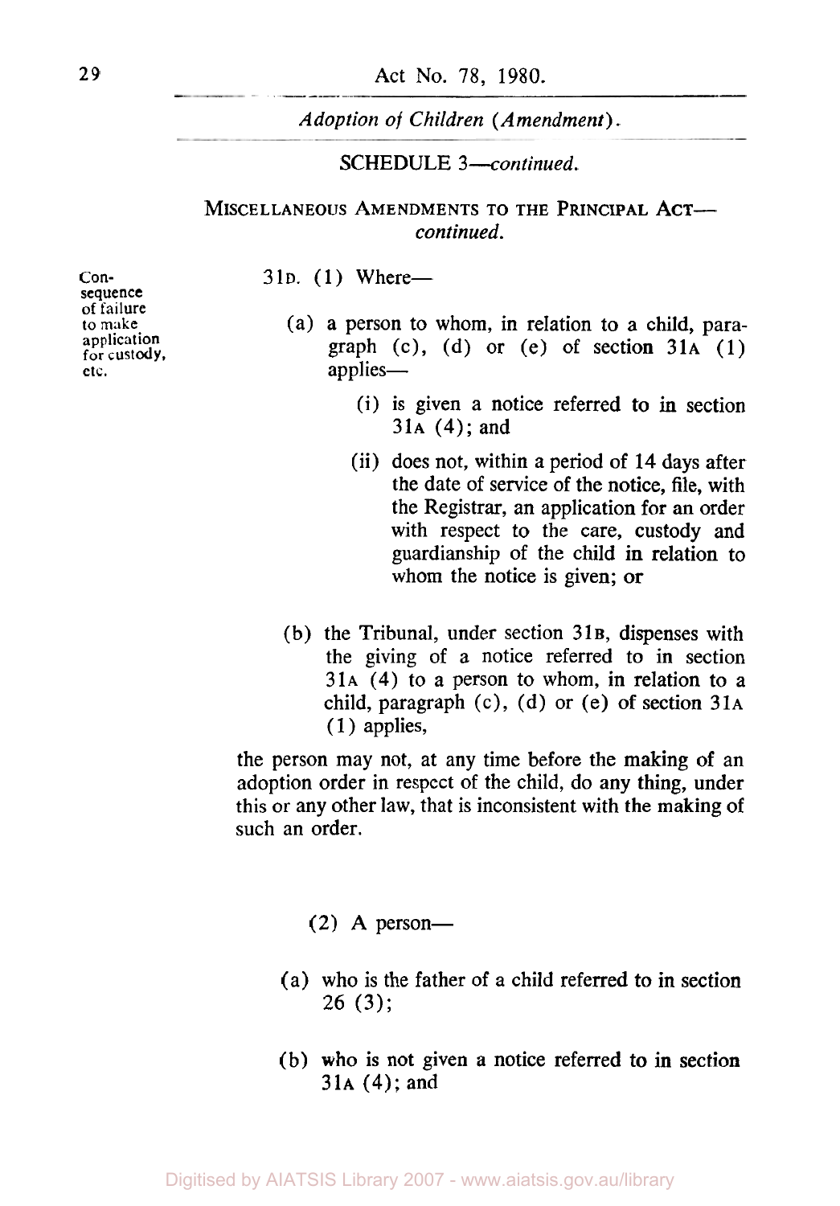SCHEDULE 3—*continued.*

MISCELLANEOUS AMENDMENTS TO THE PRINCIPAL ACT—*continued.*

Consequence of failure to make application for custody, etc.

31D. (1) Where—

- (a) a person to whom, in relation to a child, paragraph (c), (d) or (e) of section 31A (1) applies—
    - (i) is given a notice referred to in section 31A (4); and
    - (ii) does not, within a period of 14 days after the date of service of the notice, file, with the Registrar, an application for an order with respect to the care, custody and guardianship of the child in relation to whom the notice is given; or
- (b) the Tribunal, under section 31B, dispenses with the giving of a notice referred to in section 31A (4) to a person to whom, in relation to a child, paragraph (c), (d) or (e) of section 31A (1) applies,

the person may not, at any time before the making of an adoption order in respect of the child, do any thing, under this or any other law, that is inconsistent with the making of such an order.

(2) A person—

- (a) who is the father of a child referred to in section 26 (3);
- (b) who is not given a notice referred to in section 31A (4); and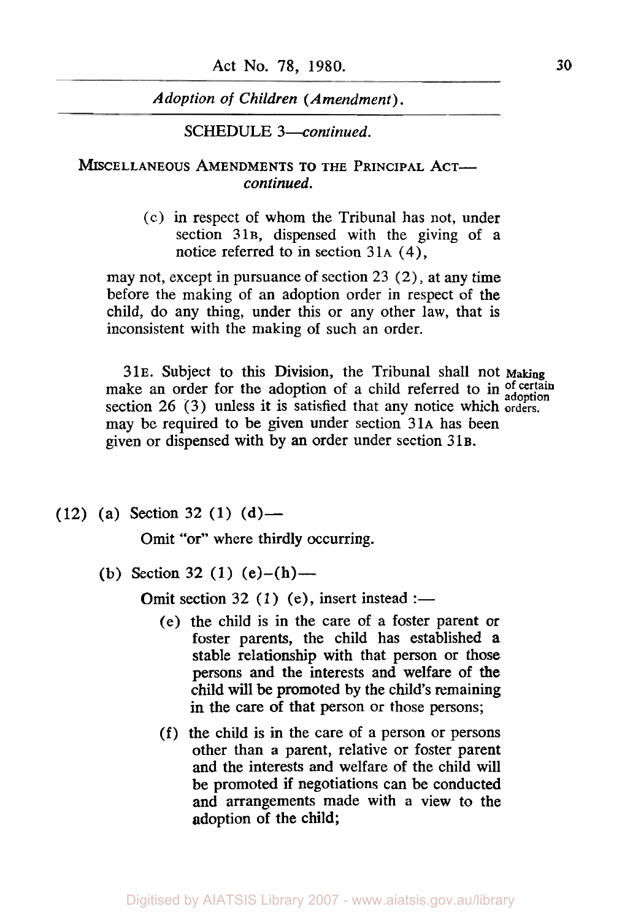SCHEDULE 3—*continued.*

MISCELLANEOUS AMENDMENTS TO THE PRINCIPAL ACT—*continued.*

(c) in respect of whom the Tribunal has not, under section 31B, dispensed with the giving of a notice referred to in section 31A (4),

may not, except in pursuance of section 23 (2), at any time before the making of an adoption order in respect of the child, do any thing, under this or any other law, that is inconsistent with the making of such an order.

**Making of certain adoption orders.**

31E. Subject to this Division, the Tribunal shall not make an order for the adoption of a child referred to in section 26 (3) unless it is satisfied that any notice which may be required to be given under section 31A has been given or dispensed with by an order under section 31B.

(12) (a) Section 32 (1) (d)—

Omit "or" where thirdly occurring.

(b) Section 32 (1) (e)–(h)—

Omit section 32 (1) (e), insert instead :—

(e) the child is in the care of a foster parent or foster parents, the child has established a stable relationship with that person or those persons and the interests and welfare of the child will be promoted by the child's remaining in the care of that person or those persons;

(f) the child is in the care of a person or persons other than a parent, relative or foster parent and the interests and welfare of the child will be promoted if negotiations can be conducted and arrangements made with a view to the adoption of the child;

Digitised by AIATSIS Library 2007 - www.aiatsis.gov.au/library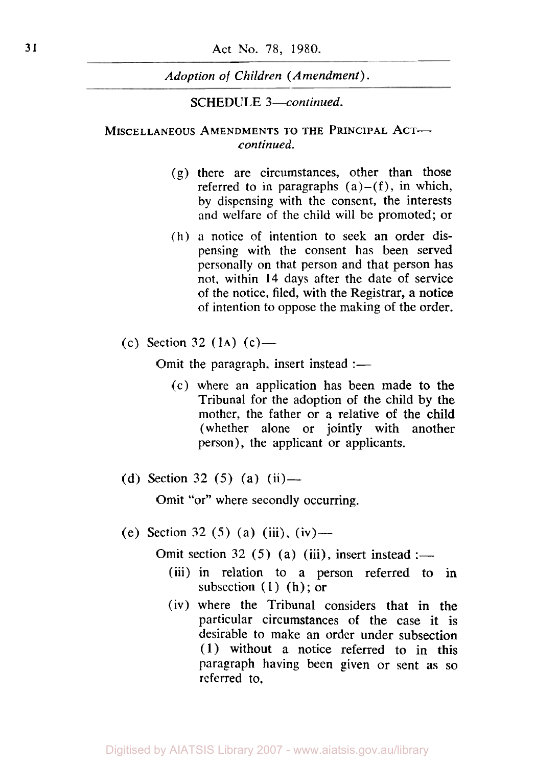SCHEDULE 3—*continued.*

MISCELLANEOUS AMENDMENTS TO THE PRINCIPAL ACT—*continued.*

(g) there are circumstances, other than those referred to in paragraphs (a)–(f), in which, by dispensing with the consent, the interests and welfare of the child will be promoted; or

(h) a notice of intention to seek an order dispensing with the consent has been served personally on that person and that person has not, within 14 days after the date of service of the notice, filed, with the Registrar, a notice of intention to oppose the making of the order.

(c) Section 32 (1A) (c)—

Omit the paragraph, insert instead :—

(c) where an application has been made to the Tribunal for the adoption of the child by the mother, the father or a relative of the child (whether alone or jointly with another person), the applicant or applicants.

(d) Section 32 (5) (a) (ii)—

Omit "or" where secondly occurring.

(e) Section 32 (5) (a) (iii), (iv)—

Omit section 32 (5) (a) (iii), insert instead :—

(iii) in relation to a person referred to in subsection (1) (h); or

(iv) where the Tribunal considers that in the particular circumstances of the case it is desirable to make an order under subsection (1) without a notice referred to in this paragraph having been given or sent as so referred to,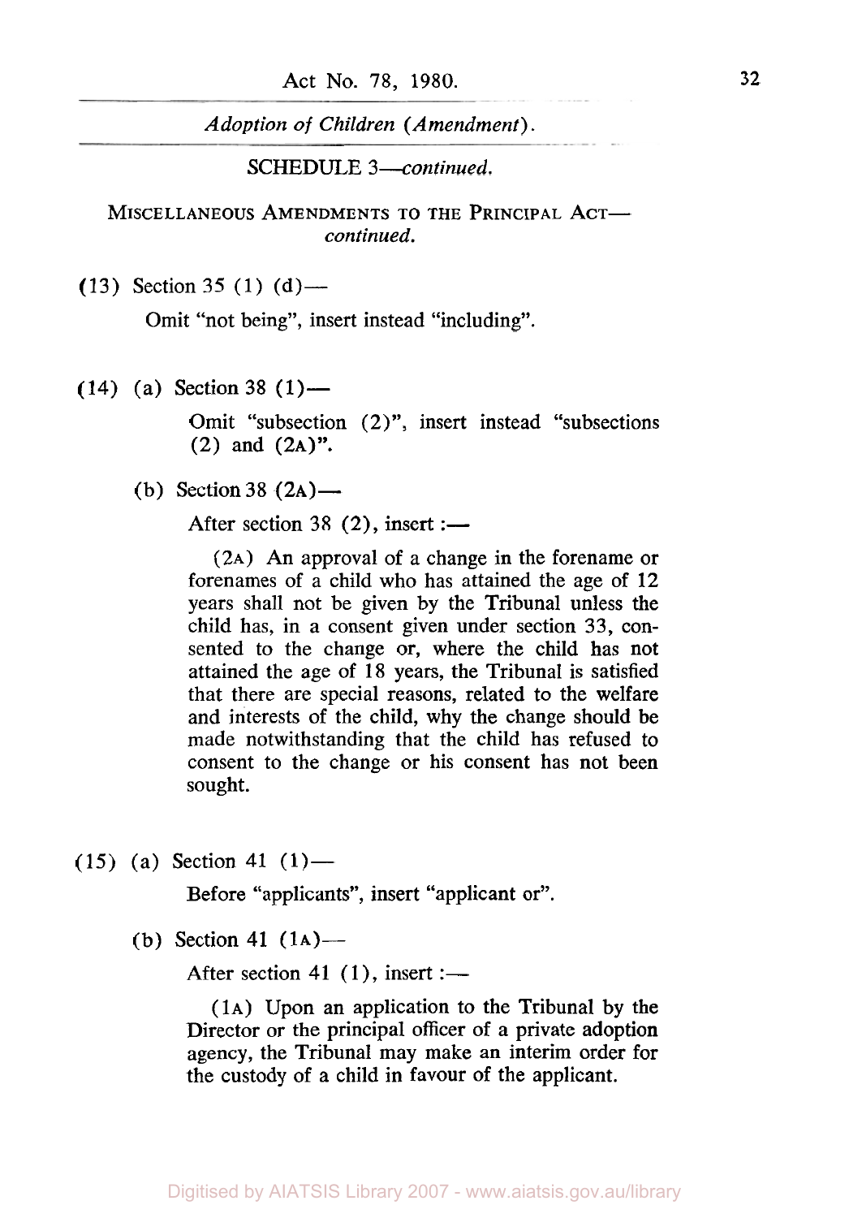SCHEDULE 3—*continued.*

MISCELLANEOUS AMENDMENTS TO THE PRINCIPAL ACT—*continued.*

(13) Section 35 (1) (d)—

Omit "not being", insert instead "including".

(14) (a) Section 38 (1)—

Omit "subsection (2)", insert instead "subsections (2) and (2A)".

(b) Section 38 (2A)—

After section 38 (2), insert :—

(2A) An approval of a change in the forename or forenames of a child who has attained the age of 12 years shall not be given by the Tribunal unless the child has, in a consent given under section 33, consented to the change or, where the child has not attained the age of 18 years, the Tribunal is satisfied that there are special reasons, related to the welfare and interests of the child, why the change should be made notwithstanding that the child has refused to consent to the change or his consent has not been sought.

(15) (a) Section 41 (1)—

Before "applicants", insert "applicant or".

(b) Section 41 (1A)—

After section 41 (1), insert :—

(1A) Upon an application to the Tribunal by the Director or the principal officer of a private adoption agency, the Tribunal may make an interim order for the custody of a child in favour of the applicant.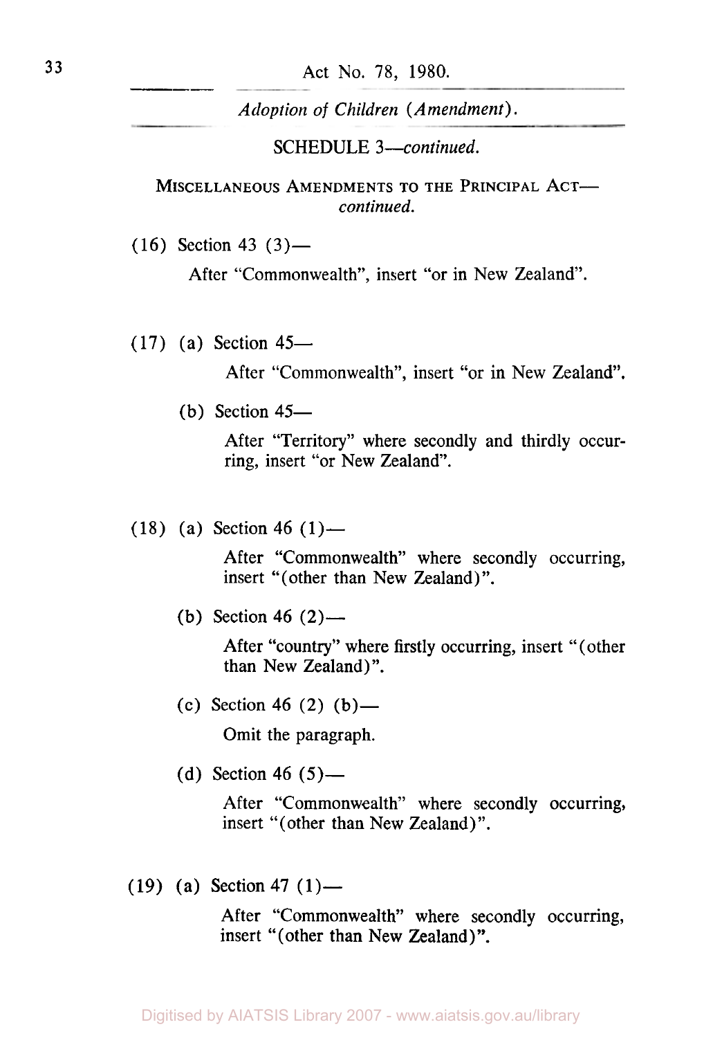SCHEDULE 3—*continued.*

MISCELLANEOUS AMENDMENTS TO THE PRINCIPAL ACT—*continued.*

(16) Section 43 (3)—

After "Commonwealth", insert "or in New Zealand".

(17) (a) Section 45—

After "Commonwealth", insert "or in New Zealand".

(b) Section 45—

After "Territory" where secondly and thirdly occurring, insert "or New Zealand".

(18) (a) Section 46 (1)—

After "Commonwealth" where secondly occurring, insert "(other than New Zealand)".

(b) Section 46 (2)—

After "country" where firstly occurring, insert "(other than New Zealand)".

(c) Section 46 (2) (b)—

Omit the paragraph.

(d) Section 46 (5)—

After "Commonwealth" where secondly occurring, insert "(other than New Zealand)".

(19) (a) Section 47 (1)—

After "Commonwealth" where secondly occurring, insert "(other than New Zealand)".